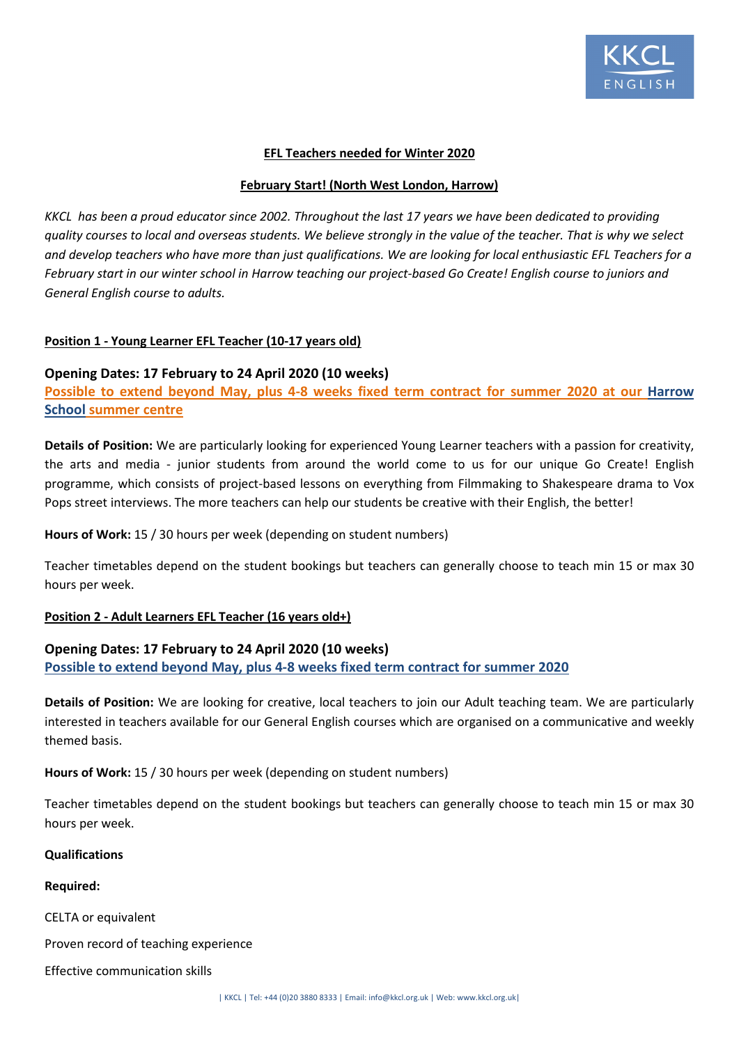## EFL Teachers needed for Winter 2020

### February Start! (North West London, Harrow)

*KKCL has been a proud educator since 2002. Throughout the last 17 years we have been dedicated to providing quality courses to local and overseas students. We believe strongly in the value of the teacher. That is why we select and develop teachers who have more than just qualifications. We are looking for local enthusiastic EFL Teachers for a February start in our winter school in Harrow teaching our project-based Go Create! English course to juniors and General English course to adults.*

### Position 1 - Young Learner EFL Teacher (10-17 years old)

**Opening Dates: 17 February to 24 April 2020 (10 weeks)**

**Possible to extend beyond May, plus 4-8 weeks fixed term contract for summer 2020 at our Harrow School summer centre**

**Details of Position:** We are particularly looking for experienced Young Learner teachers with a passion for creativity, the arts and media - junior students from around the world come to us for our unique Go Create! English programme, which consists of project-based lessons on everything from Filmmaking to Shakespeare drama to Vox Pops street interviews. The more teachers can help our students be creative with their English, the better!

**Hours of Work:** 15 / 30 hours per week (depending on student numbers)

Teacher timetables depend on the student bookings but teachers can generally choose to teach min 15 or max 30 hours per week.

### Position 2 - Adult Learners EFL Teacher (16 years old+)

**Opening Dates: 17 February to 24 April 2020 (10 weeks)**

**Possible to extend beyond May, plus 4-8 weeks fixed term contract for summer 2020**

**Details of Position:** We are looking for creative, local teachers to join our Adult teaching team. We are particularly interested in teachers available for our General English courses which are organised on a communicative and weekly themed basis.

**Hours of Work:** 15 / 30 hours per week (depending on student numbers)

Teacher timetables depend on the student bookings but teachers can generally choose to teach min 15 or max 30 hours per week.

**Qualifications**

**Required:**

CELTA or equivalent

Proven record of teaching experience

Effective communication skills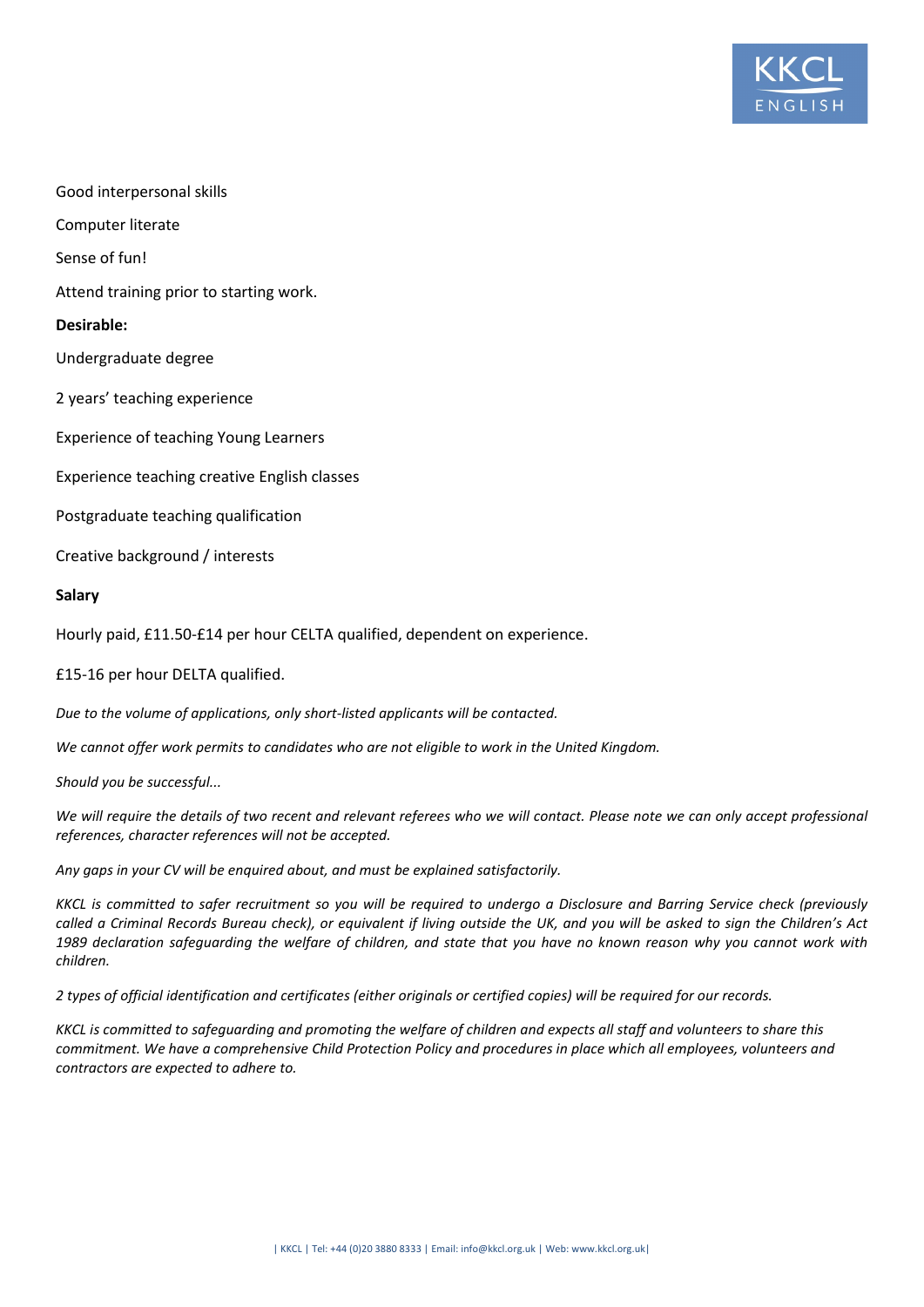Good interpersonal skills

Computer literate

Sense of fun!

Attend training prior to starting work.

**Desirable:**

Undergraduate degree

2 years' teaching experience

Experience of teaching Young Learners

Experience teaching creative English classes

Postgraduate teaching qualification

Creative background / interests

**Salary**

Hourly paid, £11.50-£14 per hour CELTA qualified, dependent on experience.

£15-16 per hour DELTA qualified.

*Due to the volume of applications, only short-listed applicants will be contacted.*

*We cannot offer work permits to candidates who are not eligible to work in the United Kingdom.*

*Should you be successful...*

*We will require the details of two recent and relevant referees who we will contact. Please note we can only accept professional references, character references will not be accepted.*

*Any gaps in your CV will be enquired about, and must be explained satisfactorily.*

*KKCL is committed to safer recruitment so you will be required to undergo a Disclosure and Barring Service check (previously called a Criminal Records Bureau check), or equivalent if living outside the UK, and you will be asked to sign the Children's Act 1989 declaration safeguarding the welfare of children, and state that you have no known reason why you cannot work with children.*

*2 types of official identification and certificates (either originals or certified copies) will be required for our records.*

*KKCL is committed to safeguarding and promoting the welfare of children and expects all staff and volunteers to share this commitment. We have a comprehensive Child Protection Policy and procedures in place which all employees, volunteers and contractors are expected to adhere to.*